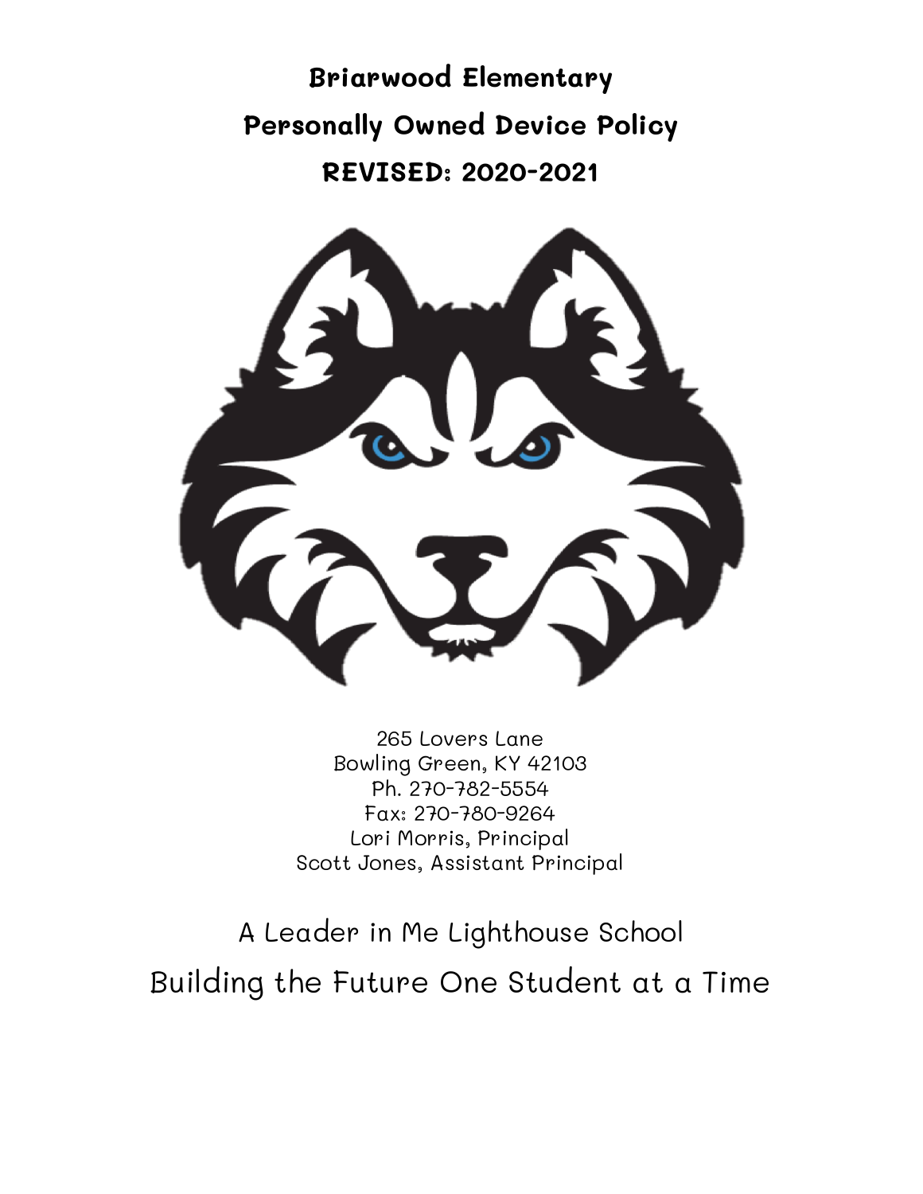# Briarwood Elementary

# Personally Owned Device Policy

# REVISED: 2020-2021

265 Lovers Lane
Bowling Green, KY 42103
Ph. 270-782-5554
Fax: 270-780-9264
Lori Morris, Principal
Scott Jones, Assistant Principal

A Leader in Me Lighthouse School

Building the Future One Student at a Time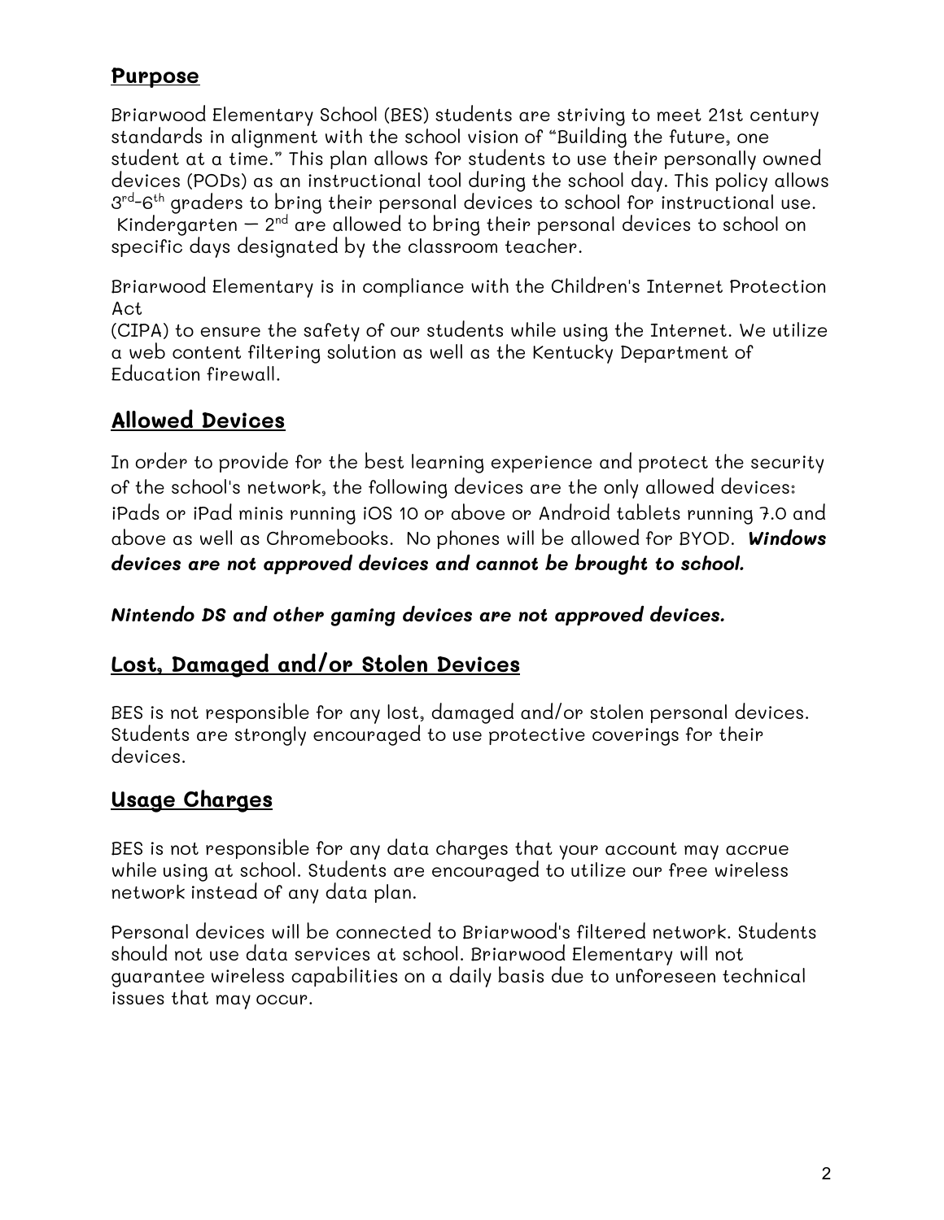## Purpose

Briarwood Elementary School (BES) students are striving to meet 21st century standards in alignment with the school vision of "Building the future, one student at a time." This plan allows for students to use their personally owned devices (PODs) as an instructional tool during the school day. This policy allows 3rd-6th graders to bring their personal devices to school for instructional use. Kindergarten – 2nd are allowed to bring their personal devices to school on specific days designated by the classroom teacher.

Briarwood Elementary is in compliance with the Children's Internet Protection Act
(CIPA) to ensure the safety of our students while using the Internet. We utilize a web content filtering solution as well as the Kentucky Department of Education firewall.

## Allowed Devices

In order to provide for the best learning experience and protect the security of the school's network, the following devices are the only allowed devices: iPads or iPad minis running iOS 10 or above or Android tablets running 7.0 and above as well as Chromebooks. No phones will be allowed for BYOD. ***Windows devices are not approved devices and cannot be brought to school.***

***Nintendo DS and other gaming devices are not approved devices.***

## Lost, Damaged and/or Stolen Devices

BES is not responsible for any lost, damaged and/or stolen personal devices. Students are strongly encouraged to use protective coverings for their devices.

## Usage Charges

BES is not responsible for any data charges that your account may accrue while using at school. Students are encouraged to utilize our free wireless network instead of any data plan.

Personal devices will be connected to Briarwood's filtered network. Students should not use data services at school. Briarwood Elementary will not guarantee wireless capabilities on a daily basis due to unforeseen technical issues that may occur.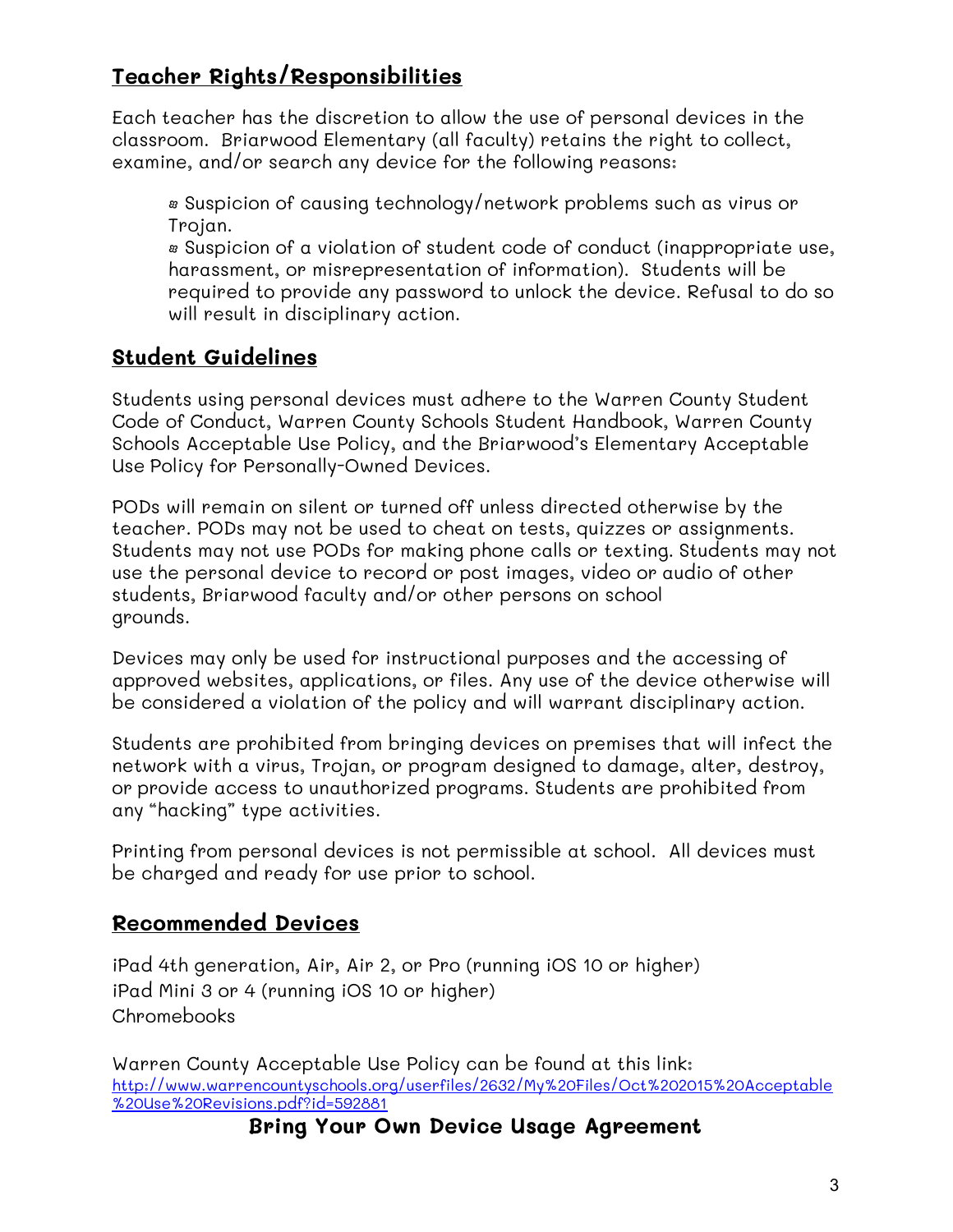## Teacher Rights/Responsibilities

Each teacher has the discretion to allow the use of personal devices in the classroom. Briarwood Elementary (all faculty) retains the right to collect, examine, and/or search any device for the following reasons:

- Suspicion of causing technology/network problems such as virus or Trojan.
- Suspicion of a violation of student code of conduct (inappropriate use, harassment, or misrepresentation of information). Students will be required to provide any password to unlock the device. Refusal to do so will result in disciplinary action.

## Student Guidelines

Students using personal devices must adhere to the Warren County Student Code of Conduct, Warren County Schools Student Handbook, Warren County Schools Acceptable Use Policy, and the Briarwood's Elementary Acceptable Use Policy for Personally-Owned Devices.

PODs will remain on silent or turned off unless directed otherwise by the teacher. PODs may not be used to cheat on tests, quizzes or assignments. Students may not use PODs for making phone calls or texting. Students may not use the personal device to record or post images, video or audio of other students, Briarwood faculty and/or other persons on school grounds.

Devices may only be used for instructional purposes and the accessing of approved websites, applications, or files. Any use of the device otherwise will be considered a violation of the policy and will warrant disciplinary action.

Students are prohibited from bringing devices on premises that will infect the network with a virus, Trojan, or program designed to damage, alter, destroy, or provide access to unauthorized programs. Students are prohibited from any "hacking" type activities.

Printing from personal devices is not permissible at school. All devices must be charged and ready for use prior to school.

## Recommended Devices

iPad 4th generation, Air, Air 2, or Pro (running iOS 10 or higher)
iPad Mini 3 or 4 (running iOS 10 or higher)
Chromebooks

Warren County Acceptable Use Policy can be found at this link:
[http://www.warrencountyschools.org/userfiles/2632/My%20Files/Oct%202015%20Acceptable%20Use%20Revisions.pdf?id=592881](http://www.warrencountyschools.org/userfiles/2632/My%20Files/Oct%202015%20Acceptable%20Use%20Revisions.pdf?id=592881)

**Bring Your Own Device Usage Agreement**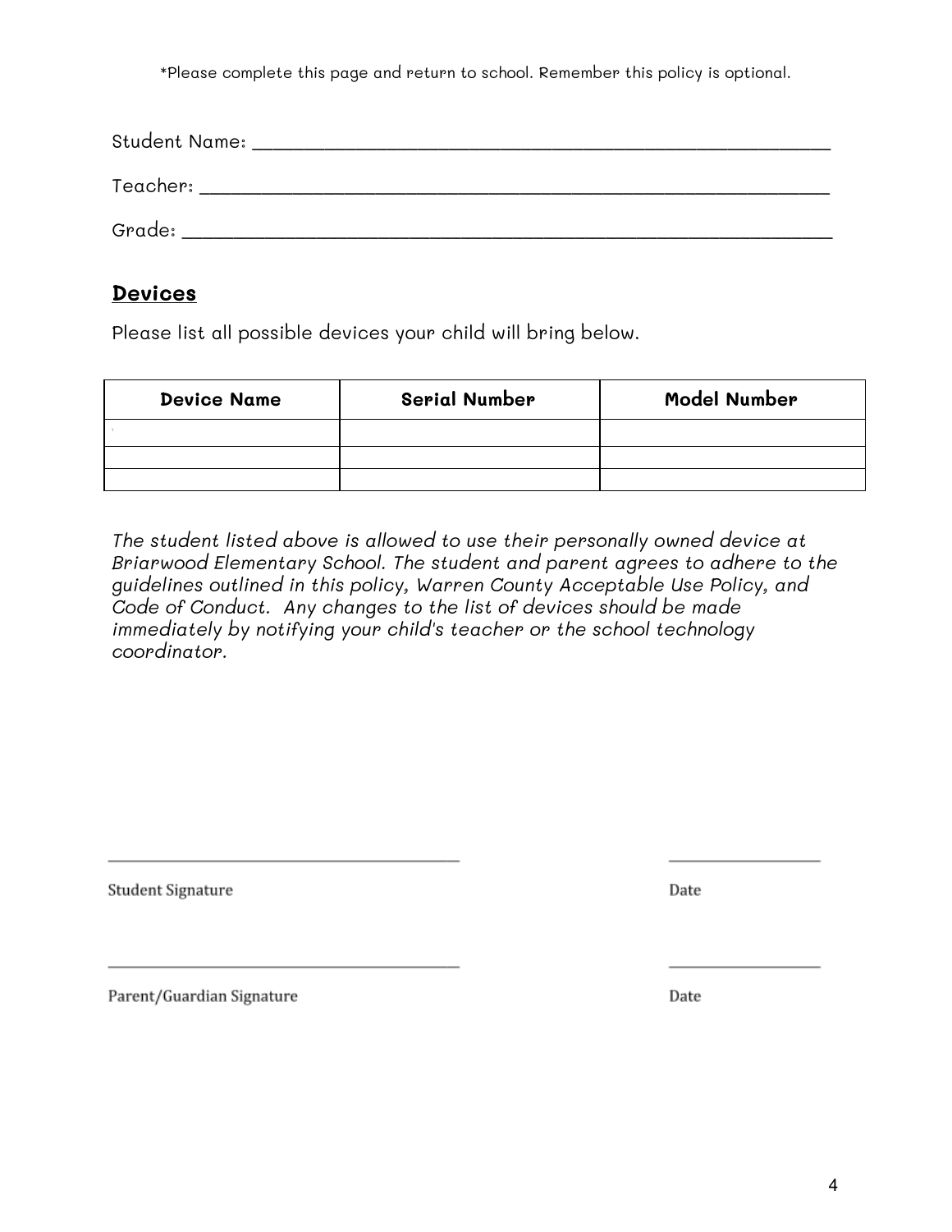*Please complete this page and return to school. Remember this policy is optional.

Student Name: ___________________________________________________________

Teacher: _______________________________________________________________

Grade: _________________________________________________________________

## Devices

Please list all possible devices your child will bring below.

| Device Name | Serial Number | Model Number |
|---|---|---|
| | | |
| | | |
| | | |

*The student listed above is allowed to use their personally owned device at Briarwood Elementary School. The student and parent agrees to adhere to the guidelines outlined in this policy, Warren County Acceptable Use Policy, and Code of Conduct. Any changes to the list of devices should be made immediately by notifying your child's teacher or the school technology coordinator.*

_____________________________________ _______________

Student Signature Date

_____________________________________ _______________

Parent/Guardian Signature Date